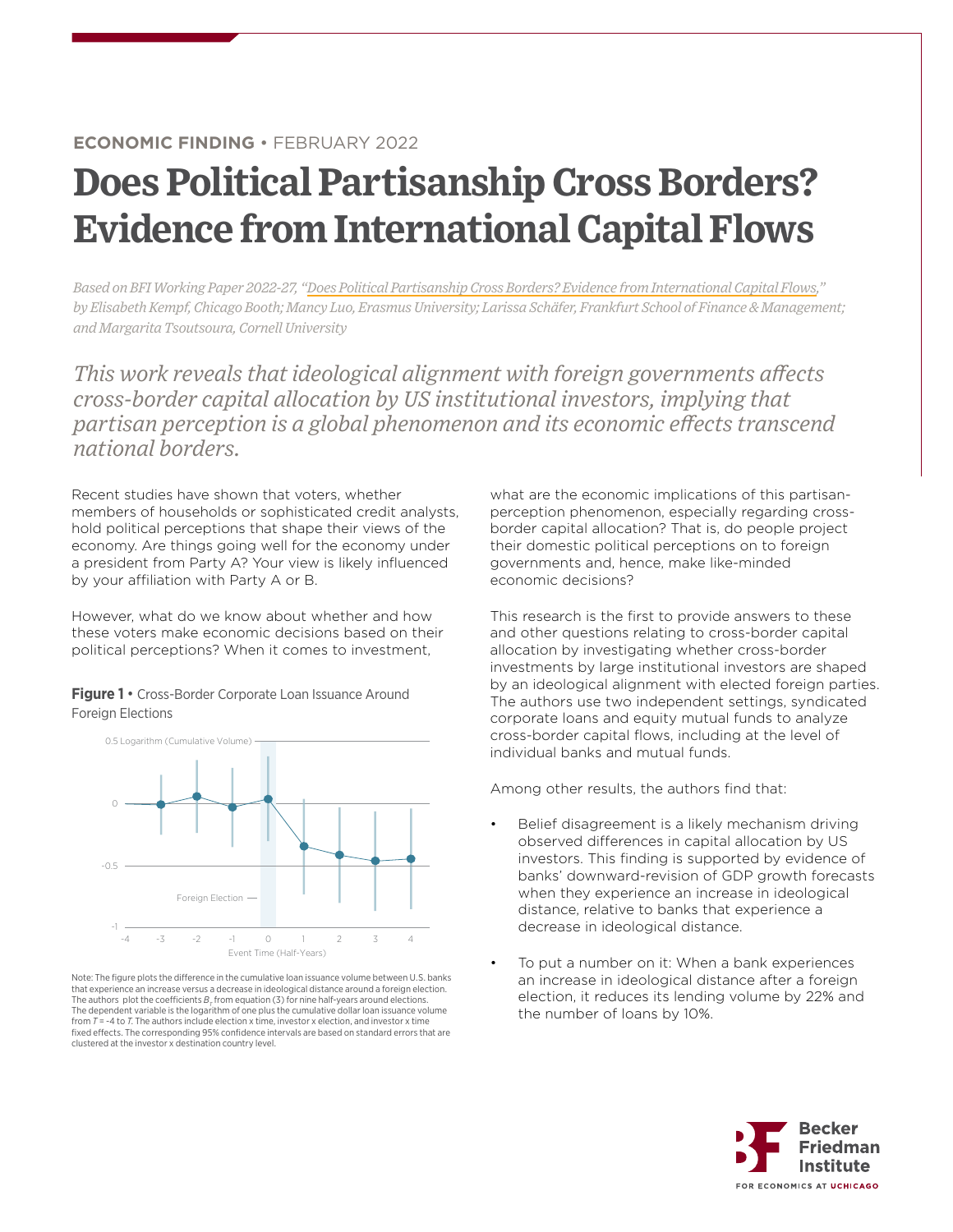ECONOMIC FINDING • FEBRUARY 2022

# Does Political Partisanship Cross Borders? Evidence from International Capital Flows

*Based on BFI Working Paper 2022-27, "Does Political Partisanship Cross Borders? Evidence from International Capital Flows," by Elisabeth Kempf, Chicago Booth; Mancy Luo, Erasmus University; Larissa Schäfer, Frankfurt School of Finance & Management; and Margarita Tsoutsoura, Cornell University*

*This work reveals that ideological alignment with foreign governments affects cross-border capital allocation by US institutional investors, implying that partisan perception is a global phenomenon and its economic effects transcend national borders.*

Recent studies have shown that voters, whether members of households or sophisticated credit analysts, hold political perceptions that shape their views of the economy. Are things going well for the economy under a president from Party A? Your view is likely influenced by your affiliation with Party A or B.

However, what do we know about whether and how these voters make economic decisions based on their political perceptions? When it comes to investment, what are the economic implications of this partisan-perception phenomenon, especially regarding cross-border capital allocation? That is, do people project their domestic political perceptions on to foreign governments and, hence, make like-minded economic decisions?

This research is the first to provide answers to these and other questions relating to cross-border capital allocation by investigating whether cross-border investments by large institutional investors are shaped by an ideological alignment with elected foreign parties. The authors use two independent settings, syndicated corporate loans and equity mutual funds to analyze cross-border capital flows, including at the level of individual banks and mutual funds.

Among other results, the authors find that:

- Belief disagreement is a likely mechanism driving observed differences in capital allocation by US investors. This finding is supported by evidence of banks' downward-revision of GDP growth forecasts when they experience an increase in ideological distance, relative to banks that experience a decrease in ideological distance.
- To put a number on it: When a bank experiences an increase in ideological distance after a foreign election, it reduces its lending volume by 22% and the number of loans by 10%.

**Figure 1** • Cross-Border Corporate Loan Issuance Around Foreign Elections

Note: The figure plots the difference in the cumulative loan issuance volume between U.S. banks that experience an increase versus a decrease in ideological distance around a foreign election. The authors plot the coefficients $B_t$ from equation (3) for nine half-years around elections. The dependent variable is the logarithm of one plus the cumulative dollar loan issuance volume from $T = -4$ to $T$. The authors include election x time, investor x election, and investor x time fixed effects. The corresponding 95% confidence intervals are based on standard errors that are clustered at the investor x destination country level.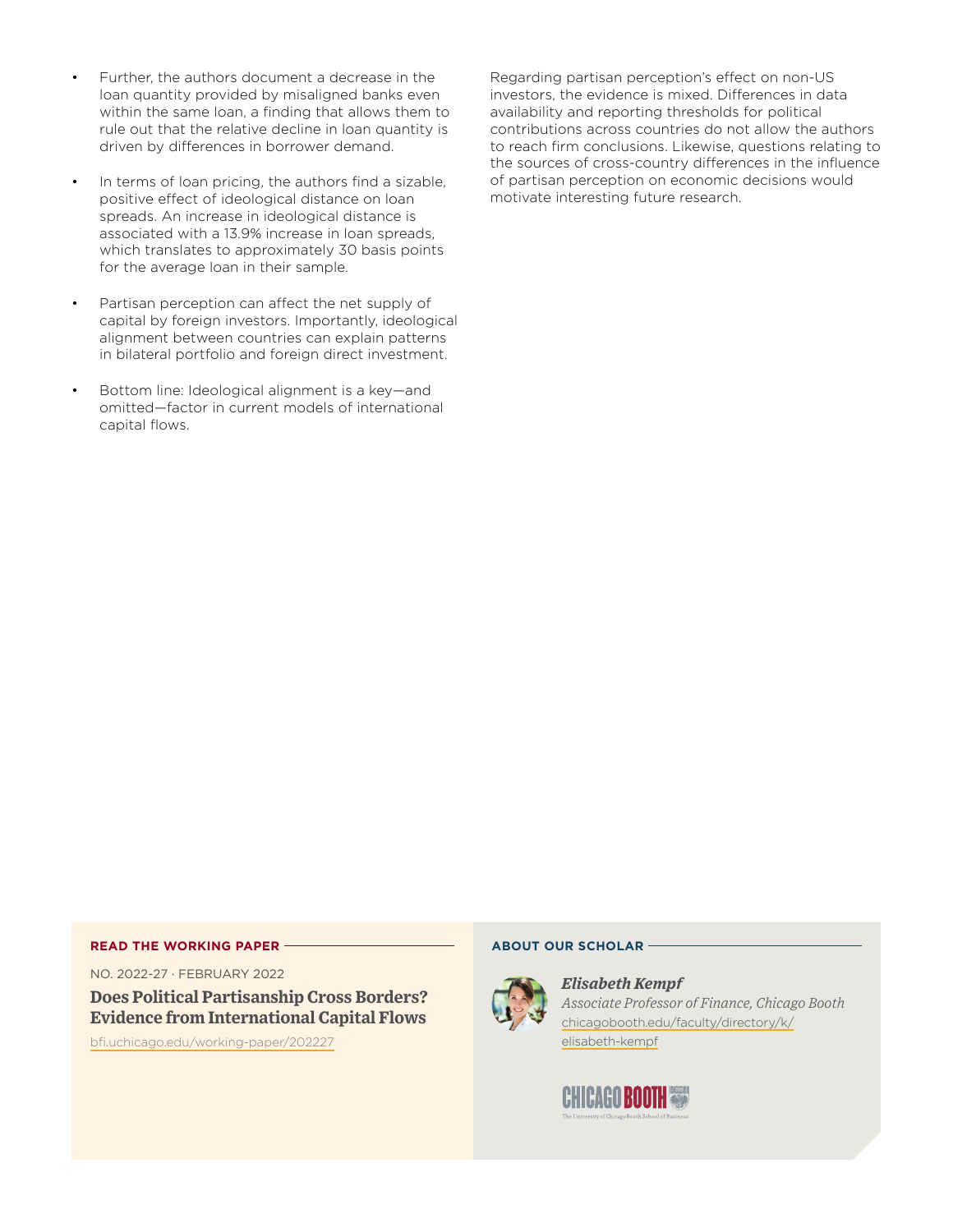- Further, the authors document a decrease in the loan quantity provided by misaligned banks even within the same loan, a finding that allows them to rule out that the relative decline in loan quantity is driven by differences in borrower demand.
- In terms of loan pricing, the authors find a sizable, positive effect of ideological distance on loan spreads. An increase in ideological distance is associated with a 13.9% increase in loan spreads, which translates to approximately 30 basis points for the average loan in their sample.
- Partisan perception can affect the net supply of capital by foreign investors. Importantly, ideological alignment between countries can explain patterns in bilateral portfolio and foreign direct investment.
- Bottom line: Ideological alignment is a key—and omitted—factor in current models of international capital flows.

Regarding partisan perception's effect on non-US investors, the evidence is mixed. Differences in data availability and reporting thresholds for political contributions across countries do not allow the authors to reach firm conclusions. Likewise, questions relating to the sources of cross-country differences in the influence of partisan perception on economic decisions would motivate interesting future research.

**READ THE WORKING PAPER**

NO. 2022-27 · FEBRUARY 2022

**Does Political Partisanship Cross Borders? Evidence from International Capital Flows**

bfi.uchicago.edu/working-paper/202227

**ABOUT OUR SCHOLAR**

***Elisabeth Kempf***

*Associate Professor of Finance, Chicago Booth*

chicagobooth.edu/faculty/directory/k/elisabeth-kempf

CHICAGO BOOTH

The University of Chicago Booth School of Business